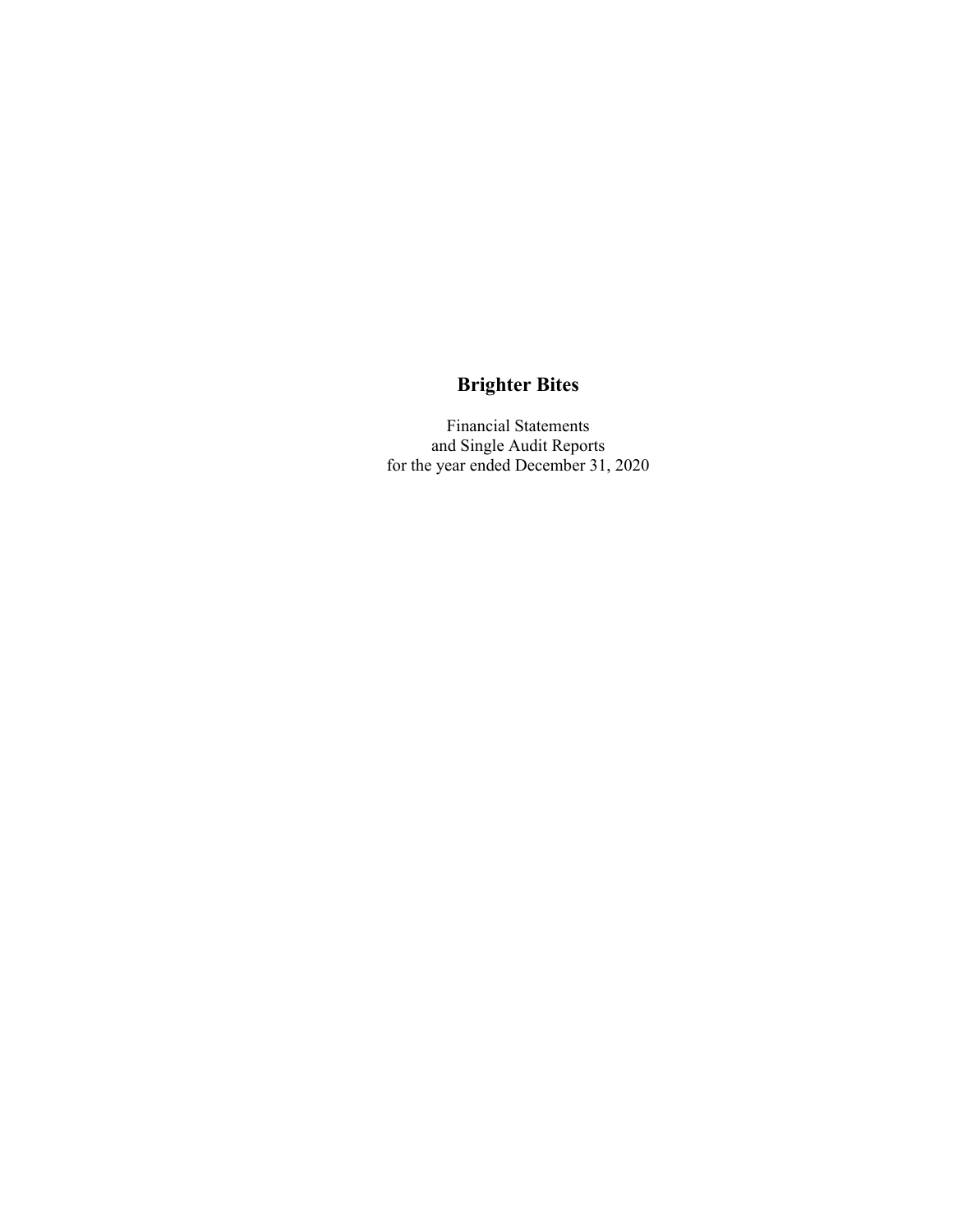# Brighter Bites

Financial Statements
and Single Audit Reports
for the year ended December 31, 2020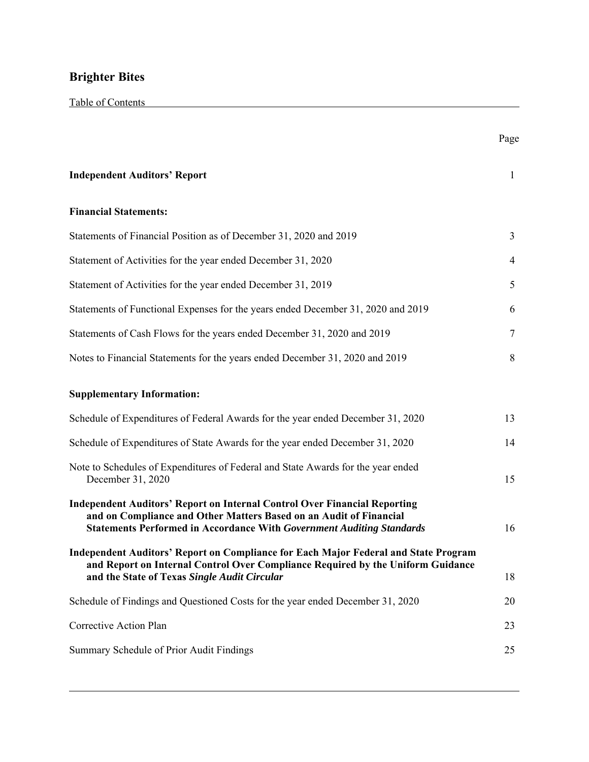# Brighter Bites

Table of Contents

| | Page |
|---|---|
| **Independent Auditors' Report** | 1 |
| **Financial Statements:** | |
| Statements of Financial Position as of December 31, 2020 and 2019 | 3 |
| Statement of Activities for the year ended December 31, 2020 | 4 |
| Statement of Activities for the year ended December 31, 2019 | 5 |
| Statements of Functional Expenses for the years ended December 31, 2020 and 2019 | 6 |
| Statements of Cash Flows for the years ended December 31, 2020 and 2019 | 7 |
| Notes to Financial Statements for the years ended December 31, 2020 and 2019 | 8 |
| **Supplementary Information:** | |
| Schedule of Expenditures of Federal Awards for the year ended December 31, 2020 | 13 |
| Schedule of Expenditures of State Awards for the year ended December 31, 2020 | 14 |
| Note to Schedules of Expenditures of Federal and State Awards for the year ended December 31, 2020 | 15 |
| **Independent Auditors' Report on Internal Control Over Financial Reporting and on Compliance and Other Matters Based on an Audit of Financial Statements Performed in Accordance With *Government Auditing Standards*** | 16 |
| **Independent Auditors' Report on Compliance for Each Major Federal and State Program and Report on Internal Control Over Compliance Required by the Uniform Guidance and the State of Texas *Single Audit Circular*** | 18 |
| Schedule of Findings and Questioned Costs for the year ended December 31, 2020 | 20 |
| Corrective Action Plan | 23 |
| Summary Schedule of Prior Audit Findings | 25 |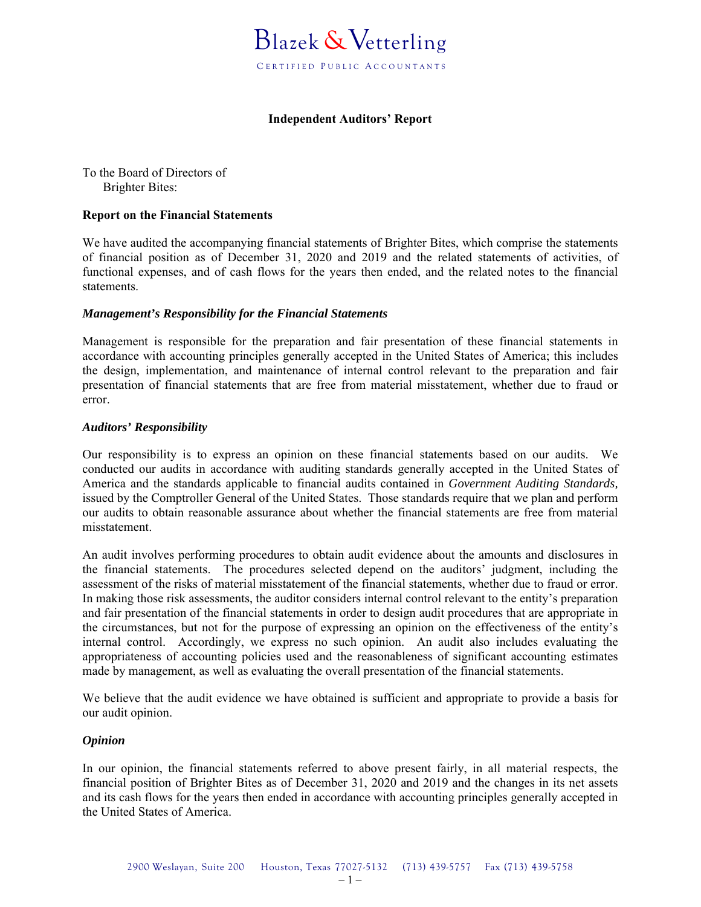Blazek & Vetterling

CERTIFIED PUBLIC ACCOUNTANTS

## Independent Auditors' Report

To the Board of Directors of
Brighter Bites:

### Report on the Financial Statements

We have audited the accompanying financial statements of Brighter Bites, which comprise the statements of financial position as of December 31, 2020 and 2019 and the related statements of activities, of functional expenses, and of cash flows for the years then ended, and the related notes to the financial statements.

#### *Management's Responsibility for the Financial Statements*

Management is responsible for the preparation and fair presentation of these financial statements in accordance with accounting principles generally accepted in the United States of America; this includes the design, implementation, and maintenance of internal control relevant to the preparation and fair presentation of financial statements that are free from material misstatement, whether due to fraud or error.

#### *Auditors' Responsibility*

Our responsibility is to express an opinion on these financial statements based on our audits. We conducted our audits in accordance with auditing standards generally accepted in the United States of America and the standards applicable to financial audits contained in *Government Auditing Standards,* issued by the Comptroller General of the United States. Those standards require that we plan and perform our audits to obtain reasonable assurance about whether the financial statements are free from material misstatement.

An audit involves performing procedures to obtain audit evidence about the amounts and disclosures in the financial statements. The procedures selected depend on the auditors' judgment, including the assessment of the risks of material misstatement of the financial statements, whether due to fraud or error. In making those risk assessments, the auditor considers internal control relevant to the entity's preparation and fair presentation of the financial statements in order to design audit procedures that are appropriate in the circumstances, but not for the purpose of expressing an opinion on the effectiveness of the entity's internal control. Accordingly, we express no such opinion. An audit also includes evaluating the appropriateness of accounting policies used and the reasonableness of significant accounting estimates made by management, as well as evaluating the overall presentation of the financial statements.

We believe that the audit evidence we have obtained is sufficient and appropriate to provide a basis for our audit opinion.

#### *Opinion*

In our opinion, the financial statements referred to above present fairly, in all material respects, the financial position of Brighter Bites as of December 31, 2020 and 2019 and the changes in its net assets and its cash flows for the years then ended in accordance with accounting principles generally accepted in the United States of America.

2900 Weslayan, Suite 200 Houston, Texas 77027-5132 (713) 439-5757 Fax (713) 439-5758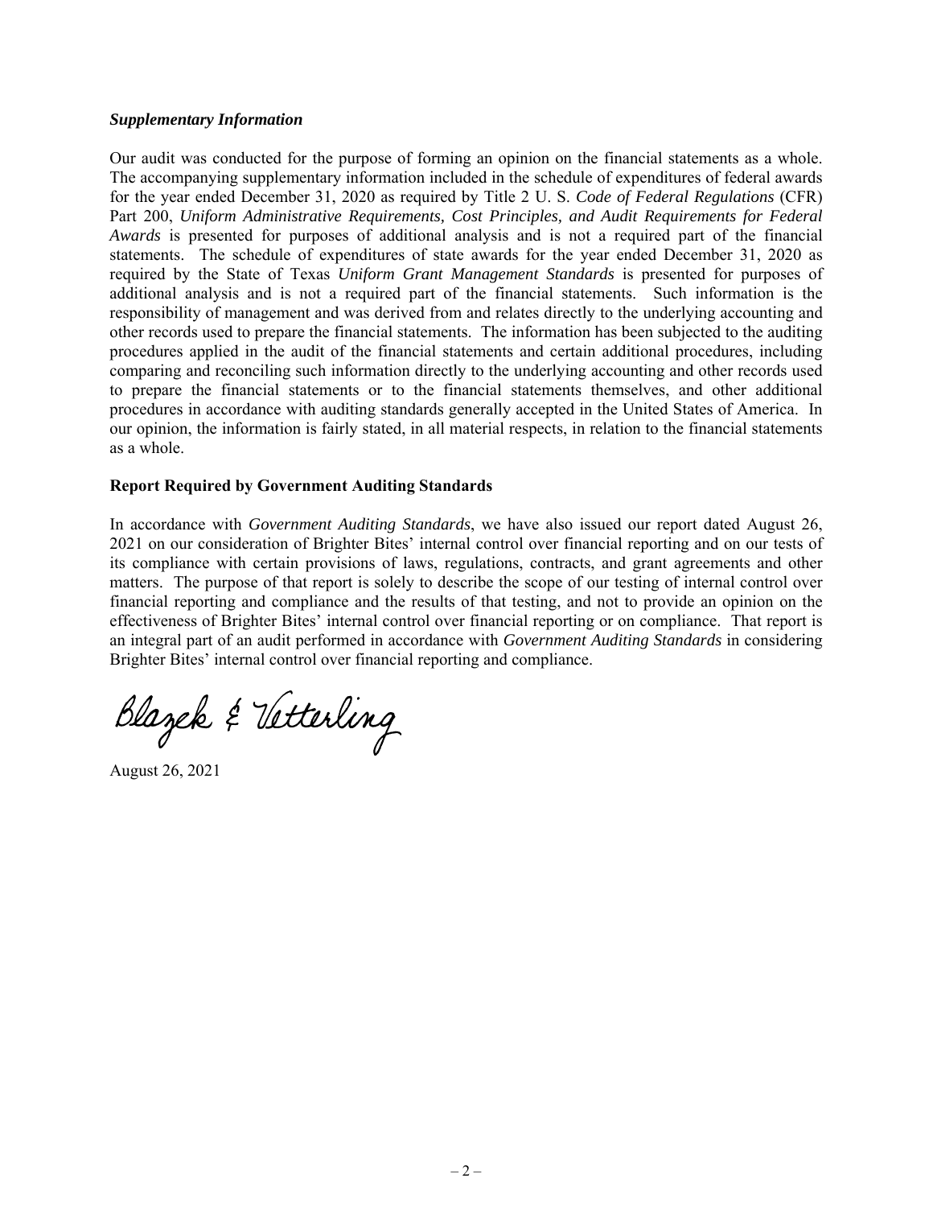### *Supplementary Information*

Our audit was conducted for the purpose of forming an opinion on the financial statements as a whole. The accompanying supplementary information included in the schedule of expenditures of federal awards for the year ended December 31, 2020 as required by Title 2 U. S. *Code of Federal Regulations* (CFR) Part 200, *Uniform Administrative Requirements, Cost Principles, and Audit Requirements for Federal Awards* is presented for purposes of additional analysis and is not a required part of the financial statements. The schedule of expenditures of state awards for the year ended December 31, 2020 as required by the State of Texas *Uniform Grant Management Standards* is presented for purposes of additional analysis and is not a required part of the financial statements. Such information is the responsibility of management and was derived from and relates directly to the underlying accounting and other records used to prepare the financial statements. The information has been subjected to the auditing procedures applied in the audit of the financial statements and certain additional procedures, including comparing and reconciling such information directly to the underlying accounting and other records used to prepare the financial statements or to the financial statements themselves, and other additional procedures in accordance with auditing standards generally accepted in the United States of America. In our opinion, the information is fairly stated, in all material respects, in relation to the financial statements as a whole.

### Report Required by Government Auditing Standards

In accordance with *Government Auditing Standards*, we have also issued our report dated August 26, 2021 on our consideration of Brighter Bites' internal control over financial reporting and on our tests of its compliance with certain provisions of laws, regulations, contracts, and grant agreements and other matters. The purpose of that report is solely to describe the scope of our testing of internal control over financial reporting and compliance and the results of that testing, and not to provide an opinion on the effectiveness of Brighter Bites' internal control over financial reporting or on compliance. That report is an integral part of an audit performed in accordance with *Government Auditing Standards* in considering Brighter Bites' internal control over financial reporting and compliance.

Blazek & Vetterling

August 26, 2021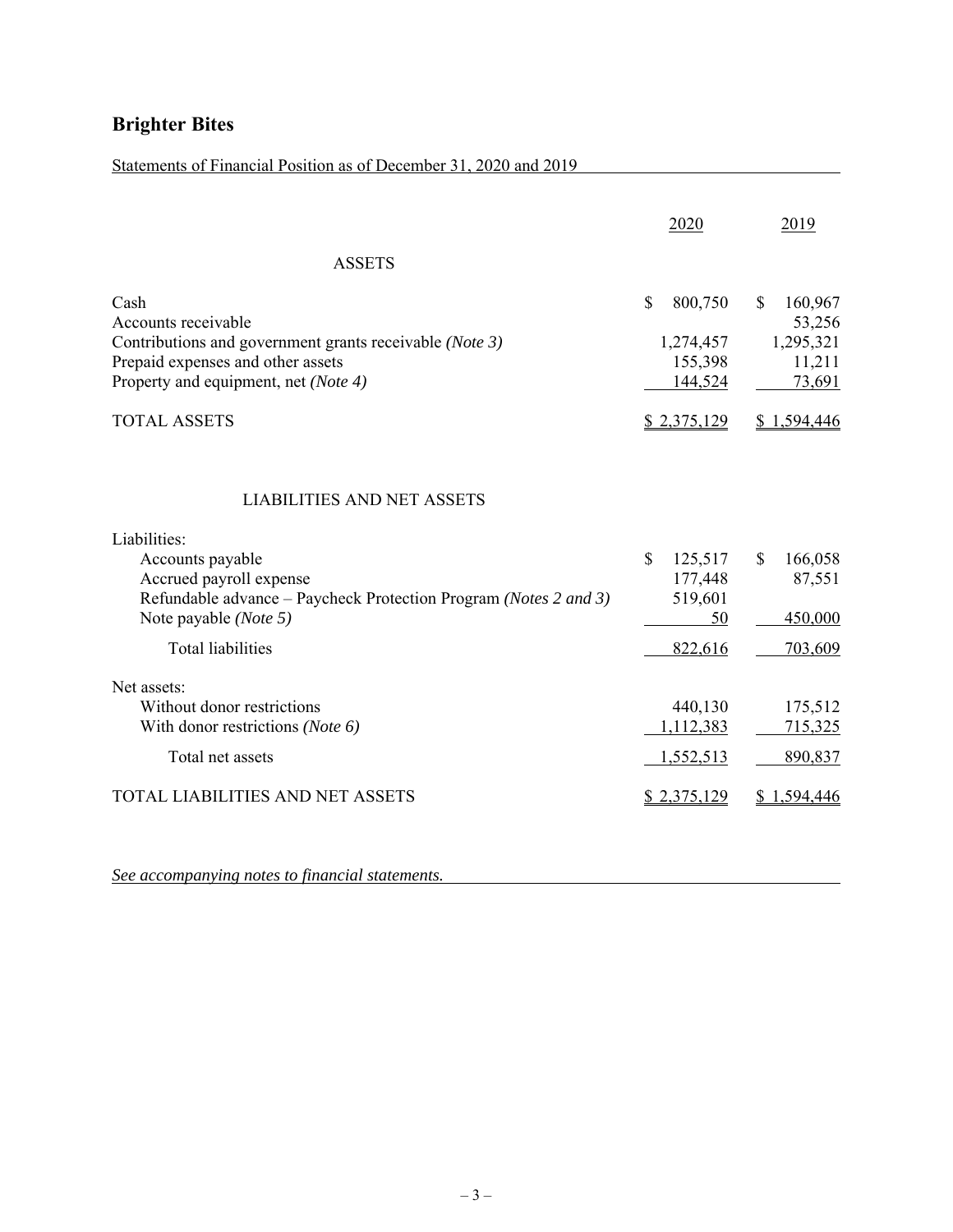## Brighter Bites

Statements of Financial Position as of December 31, 2020 and 2019

| | 2020 | 2019 |
|---|---|---|
| **ASSETS** | | |
| Cash | $ 800,750 | $ 160,967 |
| Accounts receivable | | 53,256 |
| Contributions and government grants receivable *(Note 3)* | 1,274,457 | 1,295,321 |
| Prepaid expenses and other assets | 155,398 | 11,211 |
| Property and equipment, net *(Note 4)* | 144,524 | 73,691 |
| TOTAL ASSETS | $ 2,375,129 | $ 1,594,446 |
| **LIABILITIES AND NET ASSETS** | | |
| Liabilities: | | |
| Accounts payable | $ 125,517 | $ 166,058 |
| Accrued payroll expense | 177,448 | 87,551 |
| Refundable advance – Paycheck Protection Program *(Notes 2 and 3)* | 519,601 | |
| Note payable *(Note 5)* | 50 | 450,000 |
| Total liabilities | 822,616 | 703,609 |
| Net assets: | | |
| Without donor restrictions | 440,130 | 175,512 |
| With donor restrictions *(Note 6)* | 1,112,383 | 715,325 |
| Total net assets | 1,552,513 | 890,837 |
| TOTAL LIABILITIES AND NET ASSETS | $ 2,375,129 | $ 1,594,446 |

*See accompanying notes to financial statements.*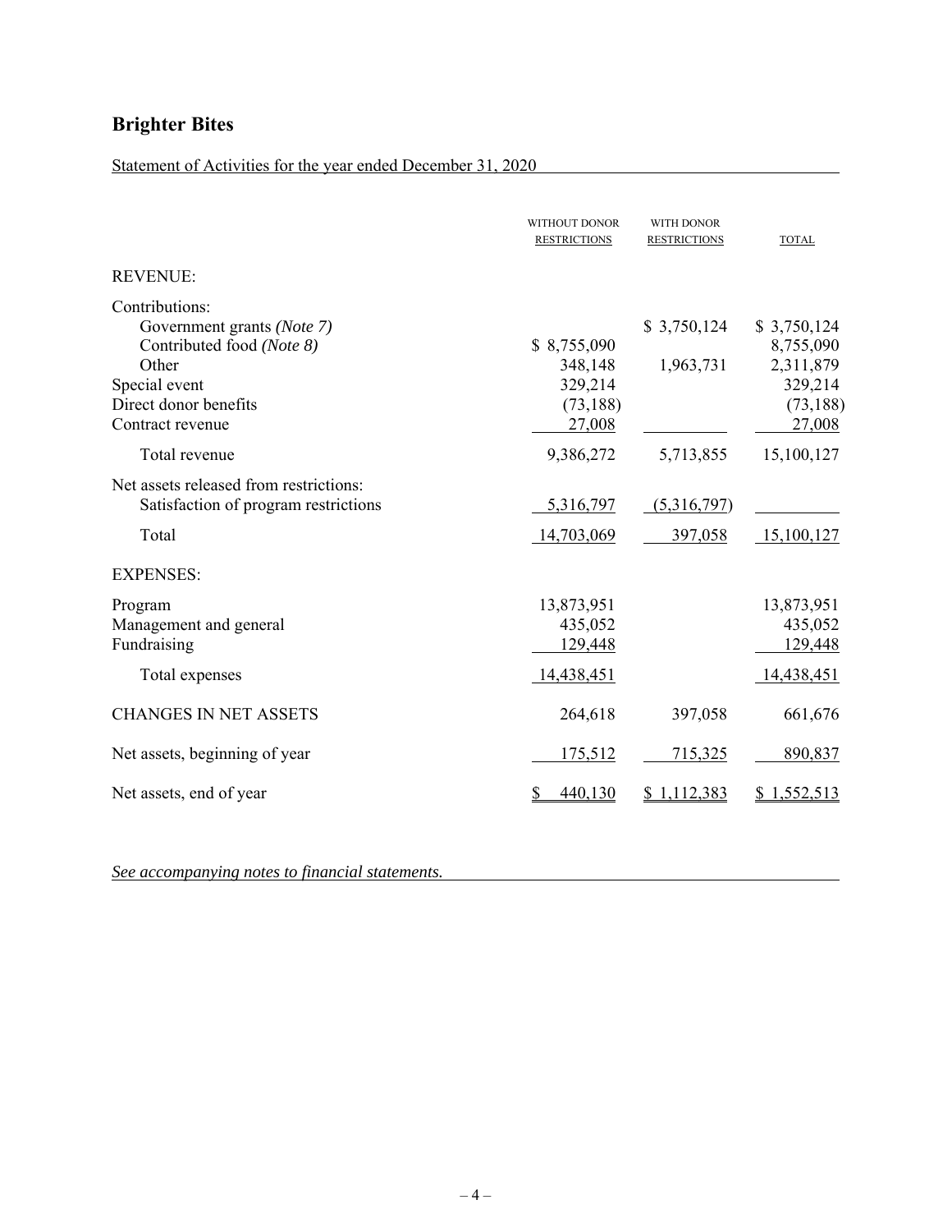# Brighter Bites

Statement of Activities for the year ended December 31, 2020

| | WITHOUT DONOR RESTRICTIONS | WITH DONOR RESTRICTIONS | TOTAL |
|---|---|---|---|
| REVENUE: | | | |
| Contributions: | | | |
| Government grants *(Note 7)* | | $ 3,750,124 | $ 3,750,124 |
| Contributed food *(Note 8)* | $ 8,755,090 | | 8,755,090 |
| Other | 348,148 | 1,963,731 | 2,311,879 |
| Special event | 329,214 | | 329,214 |
| Direct donor benefits | (73,188) | | (73,188) |
| Contract revenue | 27,008 | | 27,008 |
| Total revenue | 9,386,272 | 5,713,855 | 15,100,127 |
| Net assets released from restrictions: | | | |
| Satisfaction of program restrictions | 5,316,797 | (5,316,797) | |
| Total | 14,703,069 | 397,058 | 15,100,127 |
| EXPENSES: | | | |
| Program | 13,873,951 | | 13,873,951 |
| Management and general | 435,052 | | 435,052 |
| Fundraising | 129,448 | | 129,448 |
| Total expenses | 14,438,451 | | 14,438,451 |
| CHANGES IN NET ASSETS | 264,618 | 397,058 | 661,676 |
| Net assets, beginning of year | 175,512 | 715,325 | 890,837 |
| Net assets, end of year | $ 440,130 | $ 1,112,383 | $ 1,552,513 |

*See accompanying notes to financial statements.*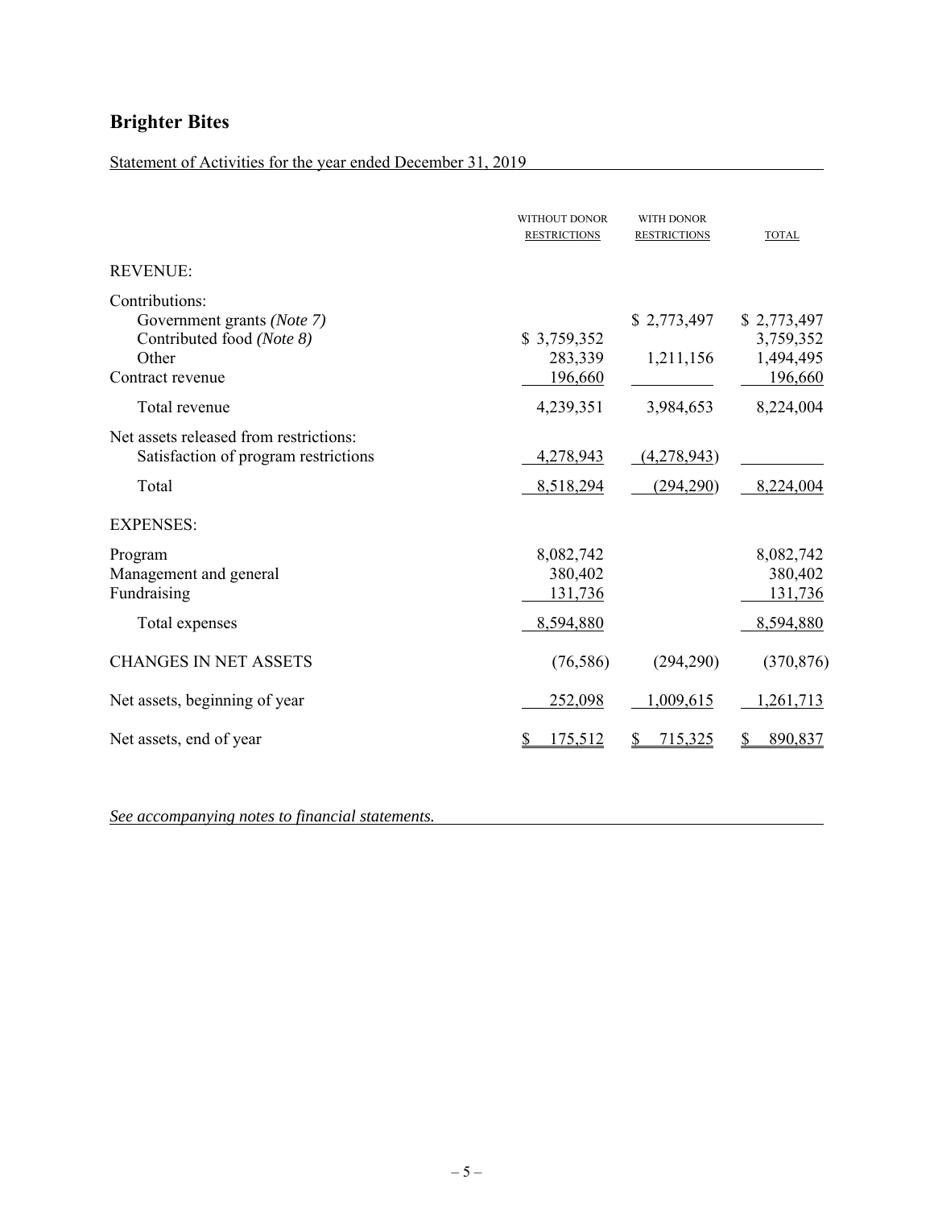# Brighter Bites

Statement of Activities for the year ended December 31, 2019

| | WITHOUT DONOR RESTRICTIONS | WITH DONOR RESTRICTIONS | TOTAL |
|---|---|---|---|
| REVENUE: | | | |
| Contributions: | | | |
| Government grants *(Note 7)* | | $ 2,773,497 | $ 2,773,497 |
| Contributed food *(Note 8)* | $ 3,759,352 | | 3,759,352 |
| Other | 283,339 | 1,211,156 | 1,494,495 |
| Contract revenue | 196,660 | | 196,660 |
| Total revenue | 4,239,351 | 3,984,653 | 8,224,004 |
| Net assets released from restrictions: | | | |
| Satisfaction of program restrictions | 4,278,943 | (4,278,943) | |
| Total | 8,518,294 | (294,290) | 8,224,004 |
| EXPENSES: | | | |
| Program | 8,082,742 | | 8,082,742 |
| Management and general | 380,402 | | 380,402 |
| Fundraising | 131,736 | | 131,736 |
| Total expenses | 8,594,880 | | 8,594,880 |
| CHANGES IN NET ASSETS | (76,586) | (294,290) | (370,876) |
| Net assets, beginning of year | 252,098 | 1,009,615 | 1,261,713 |
| Net assets, end of year | $ 175,512 | $ 715,325 | $ 890,837 |

*See accompanying notes to financial statements.*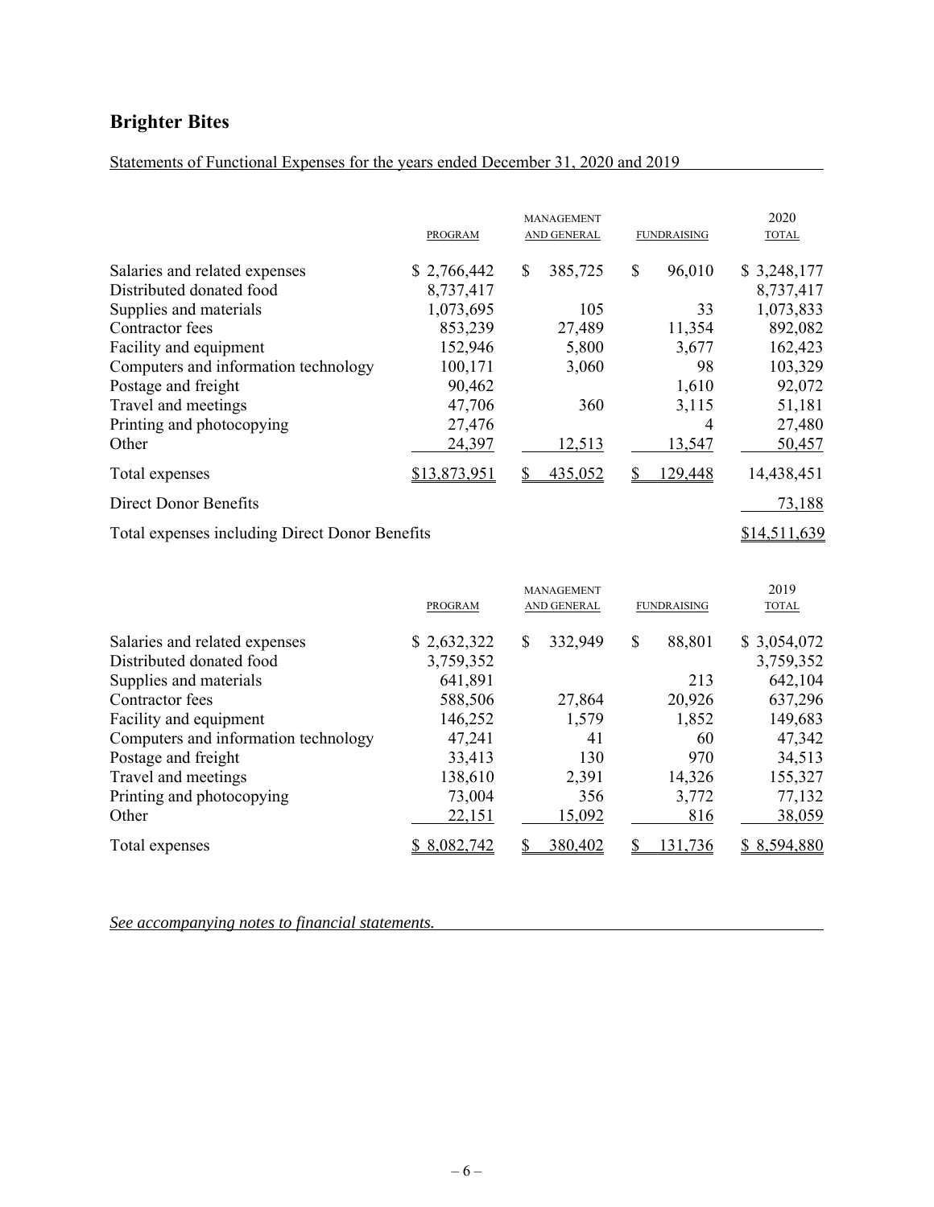# Brighter Bites

Statements of Functional Expenses for the years ended December 31, 2020 and 2019

| | PROGRAM | MANAGEMENT AND GENERAL | FUNDRAISING | 2020 TOTAL |
|---|---|---|---|---|
| Salaries and related expenses | $ 2,766,442 | $ 385,725 | $ 96,010 | $ 3,248,177 |
| Distributed donated food | 8,737,417 | | | 8,737,417 |
| Supplies and materials | 1,073,695 | 105 | 33 | 1,073,833 |
| Contractor fees | 853,239 | 27,489 | 11,354 | 892,082 |
| Facility and equipment | 152,946 | 5,800 | 3,677 | 162,423 |
| Computers and information technology | 100,171 | 3,060 | 98 | 103,329 |
| Postage and freight | 90,462 | | 1,610 | 92,072 |
| Travel and meetings | 47,706 | 360 | 3,115 | 51,181 |
| Printing and photocopying | 27,476 | | 4 | 27,480 |
| Other | 24,397 | 12,513 | 13,547 | 50,457 |
| Total expenses | $13,873,951 | $ 435,052 | $ 129,448 | 14,438,451 |
| Direct Donor Benefits | | | | 73,188 |
| Total expenses including Direct Donor Benefits | | | | $14,511,639 |

| | PROGRAM | MANAGEMENT AND GENERAL | FUNDRAISING | 2019 TOTAL |
|---|---|---|---|---|
| Salaries and related expenses | $ 2,632,322 | $ 332,949 | $ 88,801 | $ 3,054,072 |
| Distributed donated food | 3,759,352 | | | 3,759,352 |
| Supplies and materials | 641,891 | | 213 | 642,104 |
| Contractor fees | 588,506 | 27,864 | 20,926 | 637,296 |
| Facility and equipment | 146,252 | 1,579 | 1,852 | 149,683 |
| Computers and information technology | 47,241 | 41 | 60 | 47,342 |
| Postage and freight | 33,413 | 130 | 970 | 34,513 |
| Travel and meetings | 138,610 | 2,391 | 14,326 | 155,327 |
| Printing and photocopying | 73,004 | 356 | 3,772 | 77,132 |
| Other | 22,151 | 15,092 | 816 | 38,059 |
| Total expenses | $ 8,082,742 | $ 380,402 | $ 131,736 | $ 8,594,880 |

*See accompanying notes to financial statements.*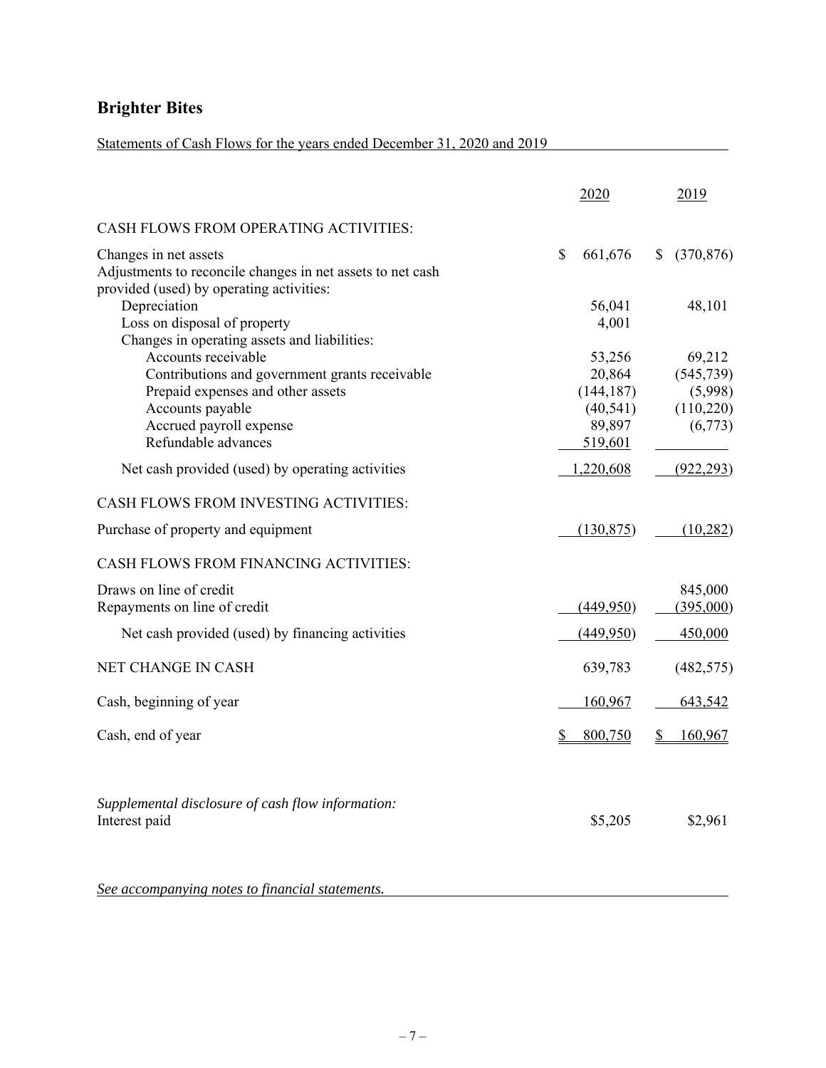# Brighter Bites

Statements of Cash Flows for the years ended December 31, 2020 and 2019

| | 2020 | 2019 |
|---|---|---|
| CASH FLOWS FROM OPERATING ACTIVITIES: | | |
| Changes in net assets | $ 661,676 | $ (370,876) |
| Adjustments to reconcile changes in net assets to net cash provided (used) by operating activities: | | |
| Depreciation | 56,041 | 48,101 |
| Loss on disposal of property | 4,001 | |
| Changes in operating assets and liabilities: | | |
| Accounts receivable | 53,256 | 69,212 |
| Contributions and government grants receivable | 20,864 | (545,739) |
| Prepaid expenses and other assets | (144,187) | (5,998) |
| Accounts payable | (40,541) | (110,220) |
| Accrued payroll expense | 89,897 | (6,773) |
| Refundable advances | 519,601 | |
| Net cash provided (used) by operating activities | 1,220,608 | (922,293) |
| CASH FLOWS FROM INVESTING ACTIVITIES: | | |
| Purchase of property and equipment | (130,875) | (10,282) |
| CASH FLOWS FROM FINANCING ACTIVITIES: | | |
| Draws on line of credit | | 845,000 |
| Repayments on line of credit | (449,950) | (395,000) |
| Net cash provided (used) by financing activities | (449,950) | 450,000 |
| NET CHANGE IN CASH | 639,783 | (482,575) |
| Cash, beginning of year | 160,967 | 643,542 |
| Cash, end of year | $ 800,750 | $ 160,967 |

*Supplemental disclosure of cash flow information:*

| | 2020 | 2019 |
|---|---|---|
| Interest paid | $5,205 | $2,961 |

*See accompanying notes to financial statements.*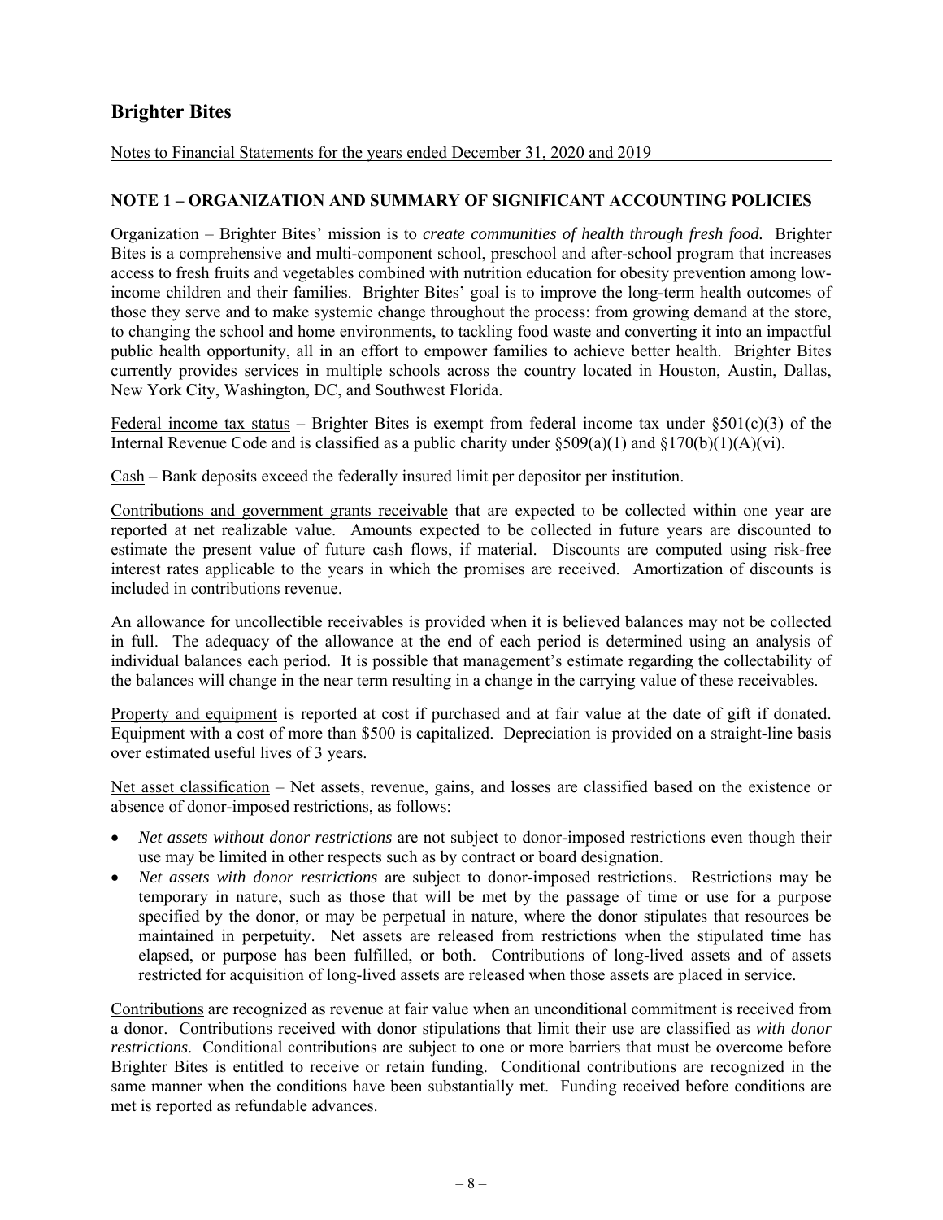# Brighter Bites

Notes to Financial Statements for the years ended December 31, 2020 and 2019

## NOTE 1 – ORGANIZATION AND SUMMARY OF SIGNIFICANT ACCOUNTING POLICIES

Organization – Brighter Bites' mission is to *create communities of health through fresh food.* Brighter Bites is a comprehensive and multi-component school, preschool and after-school program that increases access to fresh fruits and vegetables combined with nutrition education for obesity prevention among low-income children and their families. Brighter Bites' goal is to improve the long-term health outcomes of those they serve and to make systemic change throughout the process: from growing demand at the store, to changing the school and home environments, to tackling food waste and converting it into an impactful public health opportunity, all in an effort to empower families to achieve better health. Brighter Bites currently provides services in multiple schools across the country located in Houston, Austin, Dallas, New York City, Washington, DC, and Southwest Florida.

Federal income tax status – Brighter Bites is exempt from federal income tax under §501(c)(3) of the Internal Revenue Code and is classified as a public charity under §509(a)(1) and §170(b)(1)(A)(vi).

Cash – Bank deposits exceed the federally insured limit per depositor per institution.

Contributions and government grants receivable that are expected to be collected within one year are reported at net realizable value. Amounts expected to be collected in future years are discounted to estimate the present value of future cash flows, if material. Discounts are computed using risk-free interest rates applicable to the years in which the promises are received. Amortization of discounts is included in contributions revenue.

An allowance for uncollectible receivables is provided when it is believed balances may not be collected in full. The adequacy of the allowance at the end of each period is determined using an analysis of individual balances each period. It is possible that management's estimate regarding the collectability of the balances will change in the near term resulting in a change in the carrying value of these receivables.

Property and equipment is reported at cost if purchased and at fair value at the date of gift if donated. Equipment with a cost of more than $500 is capitalized. Depreciation is provided on a straight-line basis over estimated useful lives of 3 years.

Net asset classification – Net assets, revenue, gains, and losses are classified based on the existence or absence of donor-imposed restrictions, as follows:

- *Net assets without donor restrictions* are not subject to donor-imposed restrictions even though their use may be limited in other respects such as by contract or board designation.
- *Net assets with donor restrictions* are subject to donor-imposed restrictions. Restrictions may be temporary in nature, such as those that will be met by the passage of time or use for a purpose specified by the donor, or may be perpetual in nature, where the donor stipulates that resources be maintained in perpetuity. Net assets are released from restrictions when the stipulated time has elapsed, or purpose has been fulfilled, or both. Contributions of long-lived assets and of assets restricted for acquisition of long-lived assets are released when those assets are placed in service.

Contributions are recognized as revenue at fair value when an unconditional commitment is received from a donor. Contributions received with donor stipulations that limit their use are classified as *with donor restrictions*. Conditional contributions are subject to one or more barriers that must be overcome before Brighter Bites is entitled to receive or retain funding. Conditional contributions are recognized in the same manner when the conditions have been substantially met. Funding received before conditions are met is reported as refundable advances.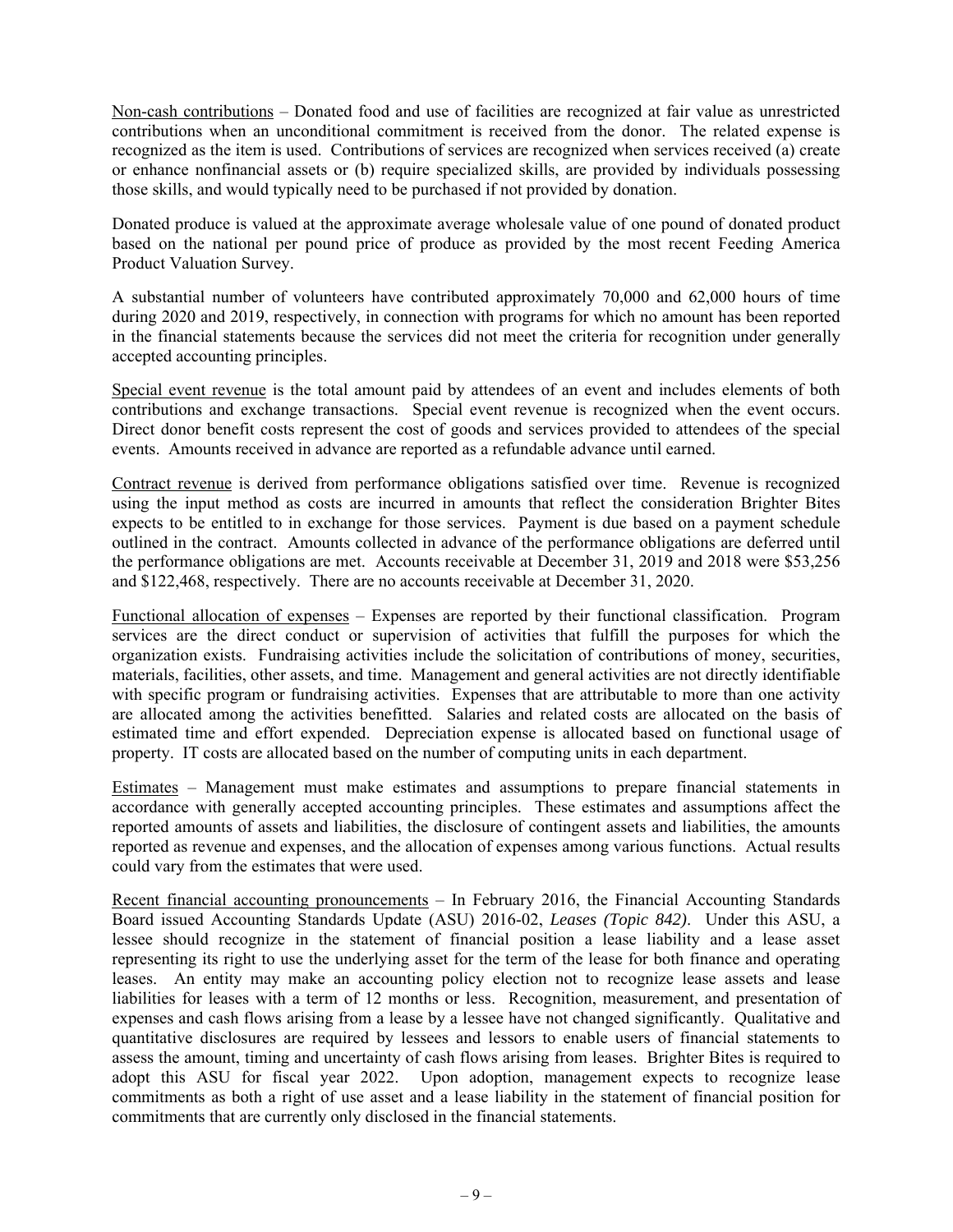Non-cash contributions – Donated food and use of facilities are recognized at fair value as unrestricted contributions when an unconditional commitment is received from the donor. The related expense is recognized as the item is used. Contributions of services are recognized when services received (a) create or enhance nonfinancial assets or (b) require specialized skills, are provided by individuals possessing those skills, and would typically need to be purchased if not provided by donation.

Donated produce is valued at the approximate average wholesale value of one pound of donated product based on the national per pound price of produce as provided by the most recent Feeding America Product Valuation Survey.

A substantial number of volunteers have contributed approximately 70,000 and 62,000 hours of time during 2020 and 2019, respectively, in connection with programs for which no amount has been reported in the financial statements because the services did not meet the criteria for recognition under generally accepted accounting principles.

Special event revenue is the total amount paid by attendees of an event and includes elements of both contributions and exchange transactions. Special event revenue is recognized when the event occurs. Direct donor benefit costs represent the cost of goods and services provided to attendees of the special events. Amounts received in advance are reported as a refundable advance until earned.

Contract revenue is derived from performance obligations satisfied over time. Revenue is recognized using the input method as costs are incurred in amounts that reflect the consideration Brighter Bites expects to be entitled to in exchange for those services. Payment is due based on a payment schedule outlined in the contract. Amounts collected in advance of the performance obligations are deferred until the performance obligations are met. Accounts receivable at December 31, 2019 and 2018 were $53,256 and $122,468, respectively. There are no accounts receivable at December 31, 2020.

Functional allocation of expenses – Expenses are reported by their functional classification. Program services are the direct conduct or supervision of activities that fulfill the purposes for which the organization exists. Fundraising activities include the solicitation of contributions of money, securities, materials, facilities, other assets, and time. Management and general activities are not directly identifiable with specific program or fundraising activities. Expenses that are attributable to more than one activity are allocated among the activities benefitted. Salaries and related costs are allocated on the basis of estimated time and effort expended. Depreciation expense is allocated based on functional usage of property. IT costs are allocated based on the number of computing units in each department.

Estimates – Management must make estimates and assumptions to prepare financial statements in accordance with generally accepted accounting principles. These estimates and assumptions affect the reported amounts of assets and liabilities, the disclosure of contingent assets and liabilities, the amounts reported as revenue and expenses, and the allocation of expenses among various functions. Actual results could vary from the estimates that were used.

Recent financial accounting pronouncements – In February 2016, the Financial Accounting Standards Board issued Accounting Standards Update (ASU) 2016-02, *Leases (Topic 842)*. Under this ASU, a lessee should recognize in the statement of financial position a lease liability and a lease asset representing its right to use the underlying asset for the term of the lease for both finance and operating leases. An entity may make an accounting policy election not to recognize lease assets and lease liabilities for leases with a term of 12 months or less. Recognition, measurement, and presentation of expenses and cash flows arising from a lease by a lessee have not changed significantly. Qualitative and quantitative disclosures are required by lessees and lessors to enable users of financial statements to assess the amount, timing and uncertainty of cash flows arising from leases. Brighter Bites is required to adopt this ASU for fiscal year 2022. Upon adoption, management expects to recognize lease commitments as both a right of use asset and a lease liability in the statement of financial position for commitments that are currently only disclosed in the financial statements.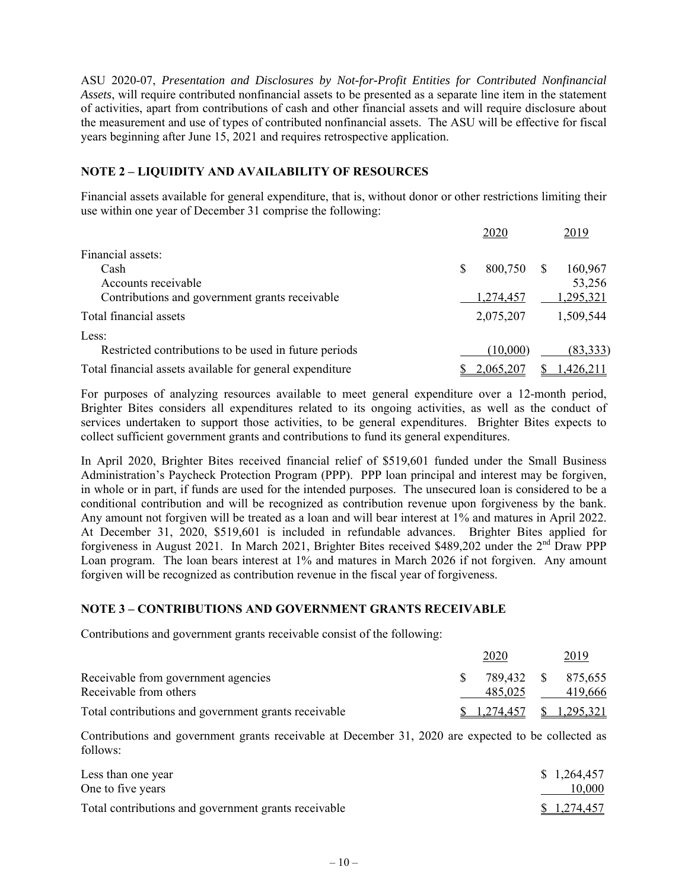ASU 2020-07, *Presentation and Disclosures by Not-for-Profit Entities for Contributed Nonfinancial Assets*, will require contributed nonfinancial assets to be presented as a separate line item in the statement of activities, apart from contributions of cash and other financial assets and will require disclosure about the measurement and use of types of contributed nonfinancial assets. The ASU will be effective for fiscal years beginning after June 15, 2021 and requires retrospective application.

## NOTE 2 – LIQUIDITY AND AVAILABILITY OF RESOURCES

Financial assets available for general expenditure, that is, without donor or other restrictions limiting their use within one year of December 31 comprise the following:

| | 2020 | 2019 |
|---|---|---|
| Financial assets: | | |
| Cash | $ 800,750 | $ 160,967 |
| Accounts receivable | | 53,256 |
| Contributions and government grants receivable | 1,274,457 | 1,295,321 |
| Total financial assets | 2,075,207 | 1,509,544 |
| Less: | | |
| Restricted contributions to be used in future periods | (10,000) | (83,333) |
| Total financial assets available for general expenditure | $ 2,065,207 | $ 1,426,211 |

For purposes of analyzing resources available to meet general expenditure over a 12-month period, Brighter Bites considers all expenditures related to its ongoing activities, as well as the conduct of services undertaken to support those activities, to be general expenditures. Brighter Bites expects to collect sufficient government grants and contributions to fund its general expenditures.

In April 2020, Brighter Bites received financial relief of $519,601 funded under the Small Business Administration's Paycheck Protection Program (PPP). PPP loan principal and interest may be forgiven, in whole or in part, if funds are used for the intended purposes. The unsecured loan is considered to be a conditional contribution and will be recognized as contribution revenue upon forgiveness by the bank. Any amount not forgiven will be treated as a loan and will bear interest at 1% and matures in April 2022. At December 31, 2020, $519,601 is included in refundable advances. Brighter Bites applied for forgiveness in August 2021. In March 2021, Brighter Bites received $489,202 under the 2nd Draw PPP Loan program. The loan bears interest at 1% and matures in March 2026 if not forgiven. Any amount forgiven will be recognized as contribution revenue in the fiscal year of forgiveness.

## NOTE 3 – CONTRIBUTIONS AND GOVERNMENT GRANTS RECEIVABLE

Contributions and government grants receivable consist of the following:

| | 2020 | 2019 |
|---|---|---|
| Receivable from government agencies | $ 789,432 | $ 875,655 |
| Receivable from others | 485,025 | 419,666 |
| Total contributions and government grants receivable | $ 1,274,457 | $ 1,295,321 |

Contributions and government grants receivable at December 31, 2020 are expected to be collected as follows:

| | |
|---|---|
| Less than one year | $ 1,264,457 |
| One to five years | 10,000 |
| Total contributions and government grants receivable | $ 1,274,457 |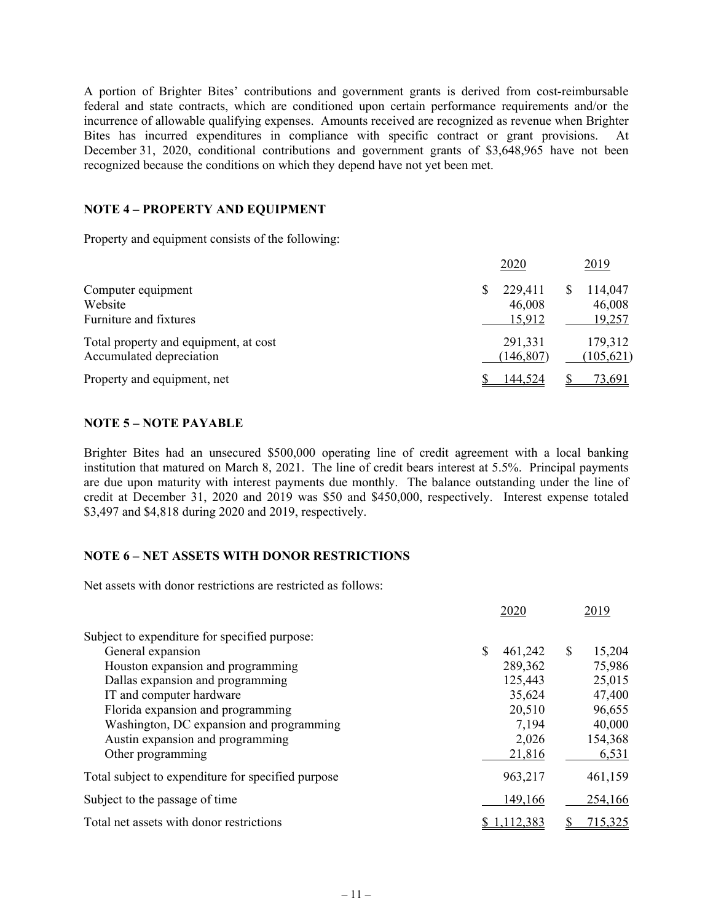A portion of Brighter Bites' contributions and government grants is derived from cost-reimbursable federal and state contracts, which are conditioned upon certain performance requirements and/or the incurrence of allowable qualifying expenses. Amounts received are recognized as revenue when Brighter Bites has incurred expenditures in compliance with specific contract or grant provisions. At December 31, 2020, conditional contributions and government grants of $3,648,965 have not been recognized because the conditions on which they depend have not yet been met.

## NOTE 4 – PROPERTY AND EQUIPMENT

Property and equipment consists of the following:

| | 2020 | 2019 |
|---|---|---|
| Computer equipment | $ 229,411 | $ 114,047 |
| Website | 46,008 | 46,008 |
| Furniture and fixtures | 15,912 | 19,257 |
| Total property and equipment, at cost | 291,331 | 179,312 |
| Accumulated depreciation | (146,807) | (105,621) |
| Property and equipment, net | $ 144,524 | $ 73,691 |

## NOTE 5 – NOTE PAYABLE

Brighter Bites had an unsecured $500,000 operating line of credit agreement with a local banking institution that matured on March 8, 2021. The line of credit bears interest at 5.5%. Principal payments are due upon maturity with interest payments due monthly. The balance outstanding under the line of credit at December 31, 2020 and 2019 was $50 and $450,000, respectively. Interest expense totaled $3,497 and $4,818 during 2020 and 2019, respectively.

## NOTE 6 – NET ASSETS WITH DONOR RESTRICTIONS

Net assets with donor restrictions are restricted as follows:

| | 2020 | 2019 |
|---|---|---|
| Subject to expenditure for specified purpose: | | |
| General expansion | $ 461,242 | $ 15,204 |
| Houston expansion and programming | 289,362 | 75,986 |
| Dallas expansion and programming | 125,443 | 25,015 |
| IT and computer hardware | 35,624 | 47,400 |
| Florida expansion and programming | 20,510 | 96,655 |
| Washington, DC expansion and programming | 7,194 | 40,000 |
| Austin expansion and programming | 2,026 | 154,368 |
| Other programming | 21,816 | 6,531 |
| Total subject to expenditure for specified purpose | 963,217 | 461,159 |
| Subject to the passage of time | 149,166 | 254,166 |
| Total net assets with donor restrictions | $ 1,112,383 | $ 715,325 |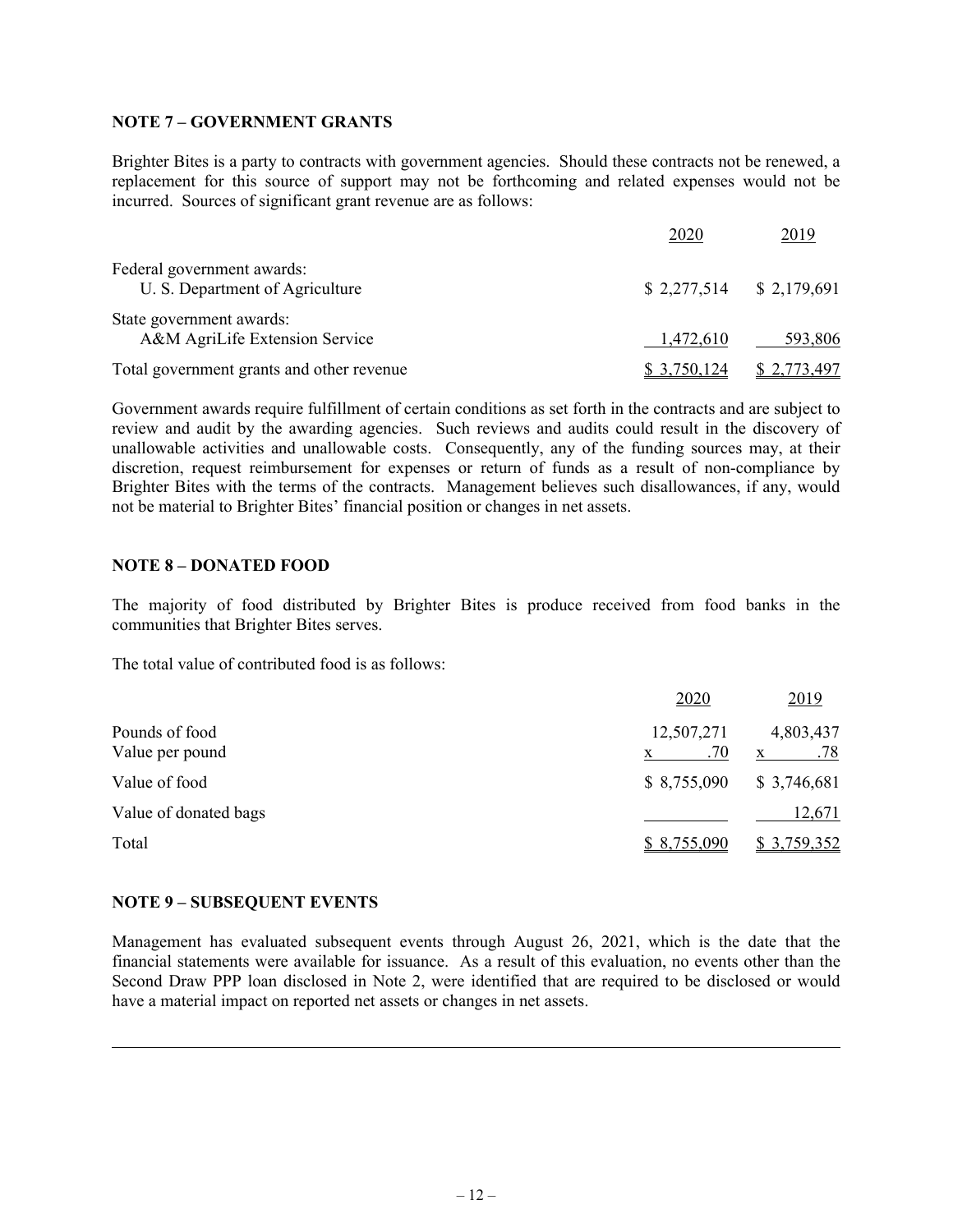## NOTE 7 – GOVERNMENT GRANTS

Brighter Bites is a party to contracts with government agencies. Should these contracts not be renewed, a replacement for this source of support may not be forthcoming and related expenses would not be incurred. Sources of significant grant revenue are as follows:

| | 2020 | 2019 |
|---|---|---|
| Federal government awards: | | |
| U. S. Department of Agriculture | $ 2,277,514 | $ 2,179,691 |
| State government awards: | | |
| A&M AgriLife Extension Service | 1,472,610 | 593,806 |
| Total government grants and other revenue | $ 3,750,124 | $ 2,773,497 |

Government awards require fulfillment of certain conditions as set forth in the contracts and are subject to review and audit by the awarding agencies. Such reviews and audits could result in the discovery of unallowable activities and unallowable costs. Consequently, any of the funding sources may, at their discretion, request reimbursement for expenses or return of funds as a result of non-compliance by Brighter Bites with the terms of the contracts. Management believes such disallowances, if any, would not be material to Brighter Bites' financial position or changes in net assets.

## NOTE 8 – DONATED FOOD

The majority of food distributed by Brighter Bites is produce received from food banks in the communities that Brighter Bites serves.

The total value of contributed food is as follows:

| | 2020 | 2019 |
|---|---|---|
| Pounds of food | 12,507,271 | 4,803,437 |
| Value per pound | x .70 | x .78 |
| Value of food | $ 8,755,090 | $ 3,746,681 |
| Value of donated bags | | 12,671 |
| Total | $ 8,755,090 | $ 3,759,352 |

## NOTE 9 – SUBSEQUENT EVENTS

Management has evaluated subsequent events through August 26, 2021, which is the date that the financial statements were available for issuance. As a result of this evaluation, no events other than the Second Draw PPP loan disclosed in Note 2, were identified that are required to be disclosed or would have a material impact on reported net assets or changes in net assets.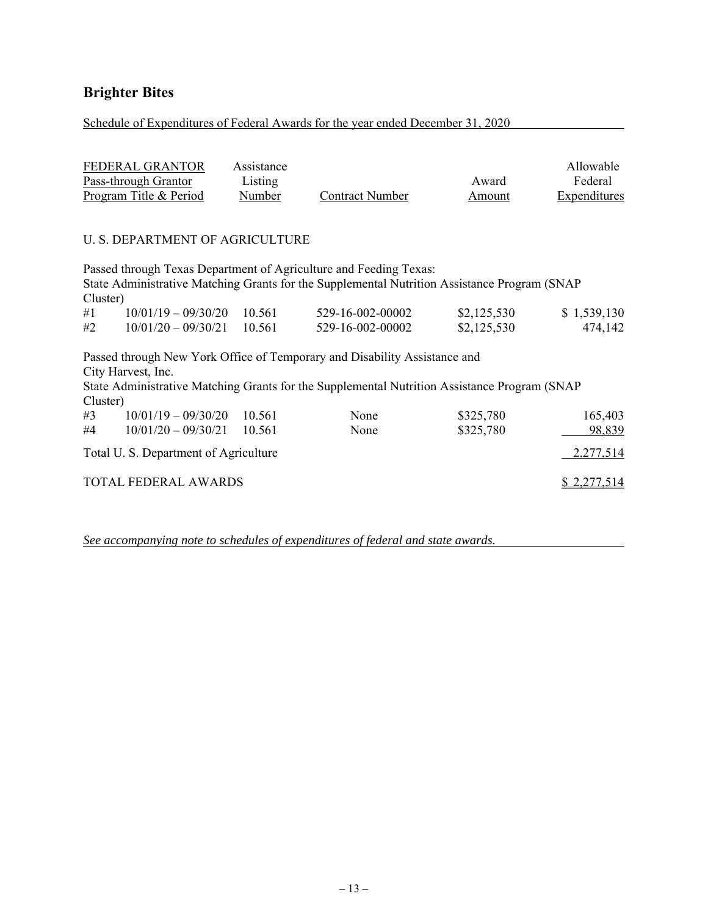## Brighter Bites

Schedule of Expenditures of Federal Awards for the year ended December 31, 2020

| FEDERAL GRANTOR<br>Pass-through Grantor<br>Program Title & Period | | Assistance Listing Number | Contract Number | Award Amount | Allowable Federal Expenditures |
|---|---|---|---|---|---|
| U. S. DEPARTMENT OF AGRICULTURE | | | | | |
| Passed through Texas Department of Agriculture and Feeding Texas: | | | | | |
| State Administrative Matching Grants for the Supplemental Nutrition Assistance Program (SNAP Cluster) | | | | | |
| #1 | 10/01/19 – 09/30/20 | 10.561 | 529-16-002-00002 | $2,125,530 | $ 1,539,130 |
| #2 | 10/01/20 – 09/30/21 | 10.561 | 529-16-002-00002 | $2,125,530 | 474,142 |
| Passed through New York Office of Temporary and Disability Assistance and City Harvest, Inc. | | | | | |
| State Administrative Matching Grants for the Supplemental Nutrition Assistance Program (SNAP Cluster) | | | | | |
| #3 | 10/01/19 – 09/30/20 | 10.561 | None | $325,780 | 165,403 |
| #4 | 10/01/20 – 09/30/21 | 10.561 | None | $325,780 | 98,839 |
| Total U. S. Department of Agriculture | | | | | 2,277,514 |
| TOTAL FEDERAL AWARDS | | | | | $ 2,277,514 |

*See accompanying note to schedules of expenditures of federal and state awards.*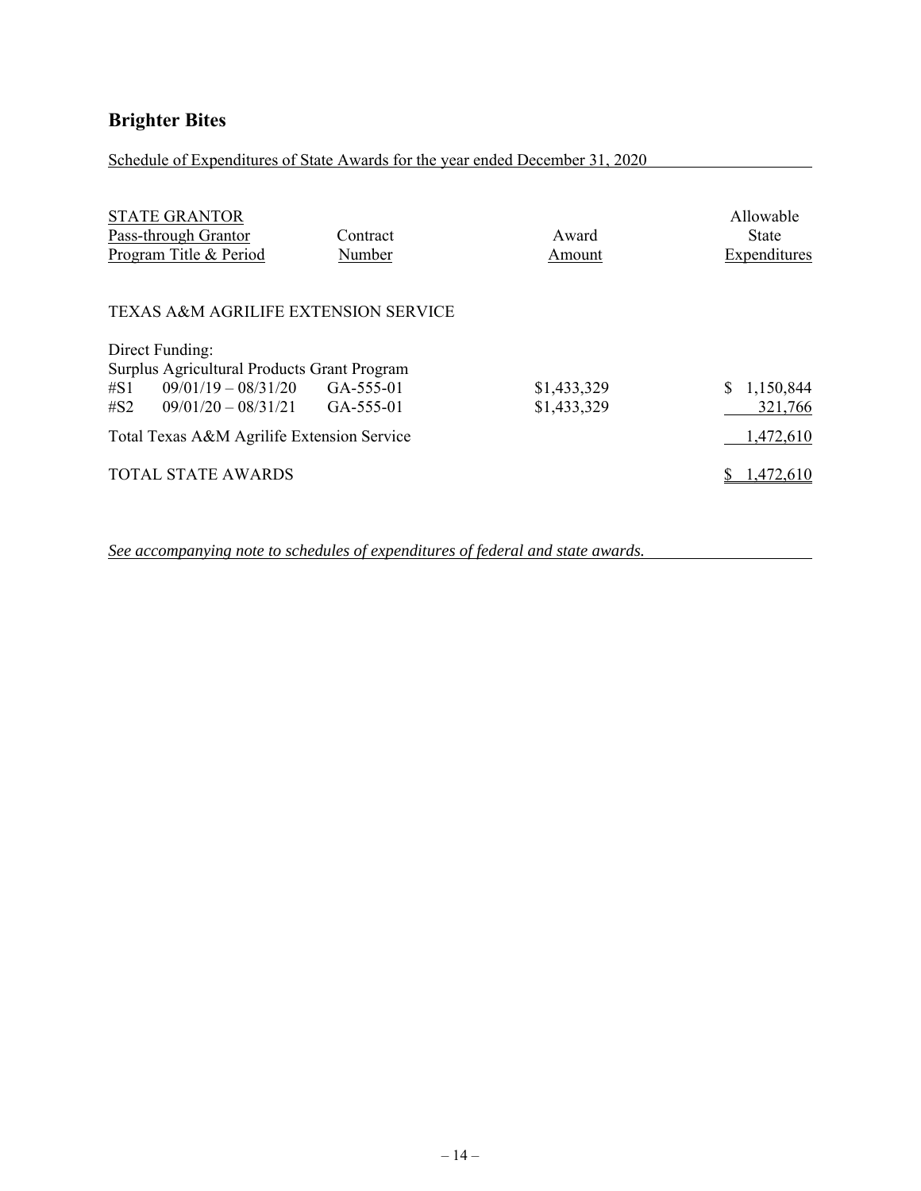# Brighter Bites

Schedule of Expenditures of State Awards for the year ended December 31, 2020

| STATE GRANTOR<br>Pass-through Grantor<br>Program Title & Period | Contract Number | Award Amount | Allowable State Expenditures |
|---|---|---|---|
| TEXAS A&M AGRILIFE EXTENSION SERVICE | | | |
| Direct Funding: | | | |
| Surplus Agricultural Products Grant Program | | | |
| #S1 09/01/19 – 08/31/20 | GA-555-01 | $1,433,329 | $ 1,150,844 |
| #S2 09/01/20 – 08/31/21 | GA-555-01 | $1,433,329 | 321,766 |
| Total Texas A&M Agrilife Extension Service | | | 1,472,610 |
| TOTAL STATE AWARDS | | | $ 1,472,610 |

*See accompanying note to schedules of expenditures of federal and state awards.*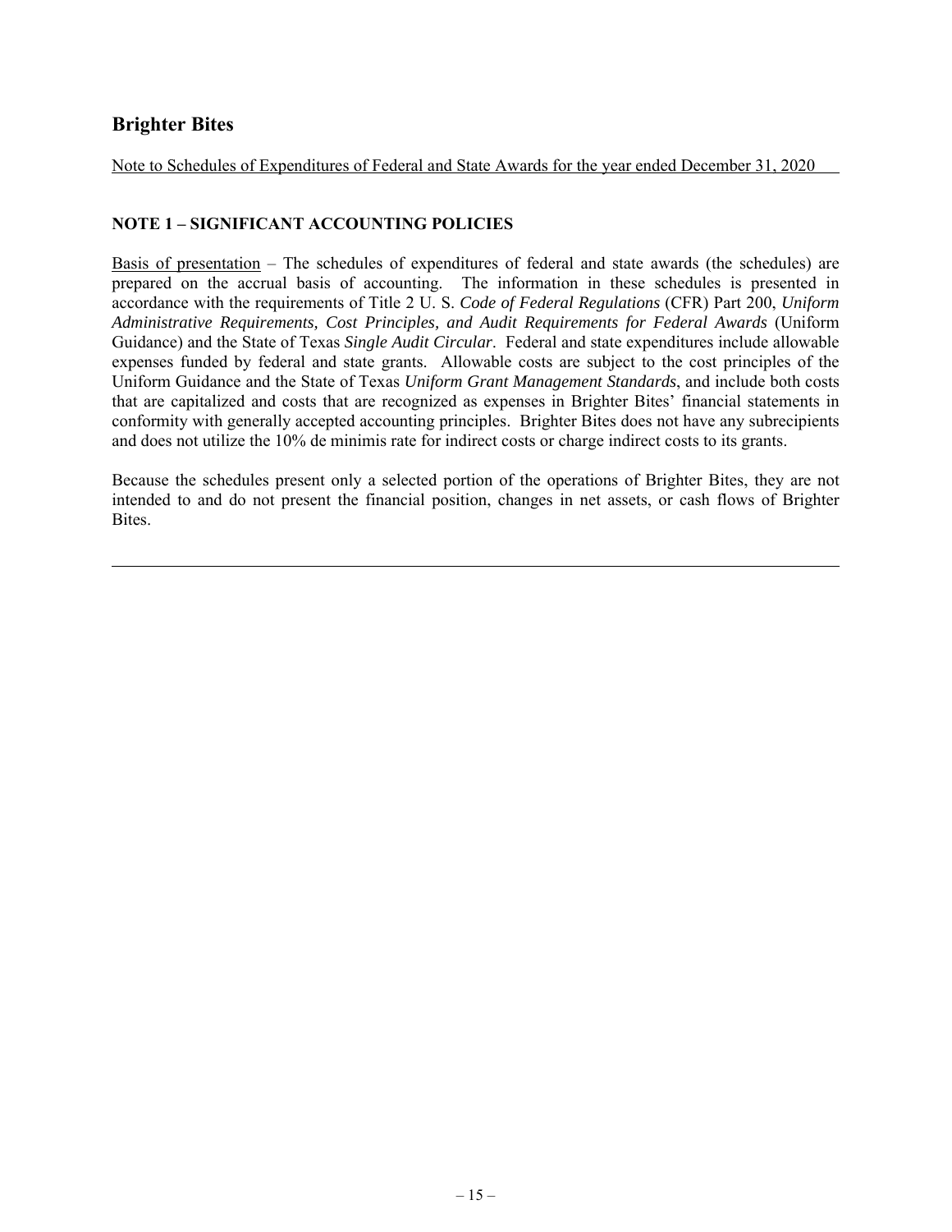# Brighter Bites

Note to Schedules of Expenditures of Federal and State Awards for the year ended December 31, 2020

## NOTE 1 – SIGNIFICANT ACCOUNTING POLICIES

Basis of presentation – The schedules of expenditures of federal and state awards (the schedules) are prepared on the accrual basis of accounting. The information in these schedules is presented in accordance with the requirements of Title 2 U. S. *Code of Federal Regulations* (CFR) Part 200, *Uniform Administrative Requirements, Cost Principles, and Audit Requirements for Federal Awards* (Uniform Guidance) and the State of Texas *Single Audit Circular*. Federal and state expenditures include allowable expenses funded by federal and state grants. Allowable costs are subject to the cost principles of the Uniform Guidance and the State of Texas *Uniform Grant Management Standards*, and include both costs that are capitalized and costs that are recognized as expenses in Brighter Bites' financial statements in conformity with generally accepted accounting principles. Brighter Bites does not have any subrecipients and does not utilize the 10% de minimis rate for indirect costs or charge indirect costs to its grants.

Because the schedules present only a selected portion of the operations of Brighter Bites, they are not intended to and do not present the financial position, changes in net assets, or cash flows of Brighter Bites.